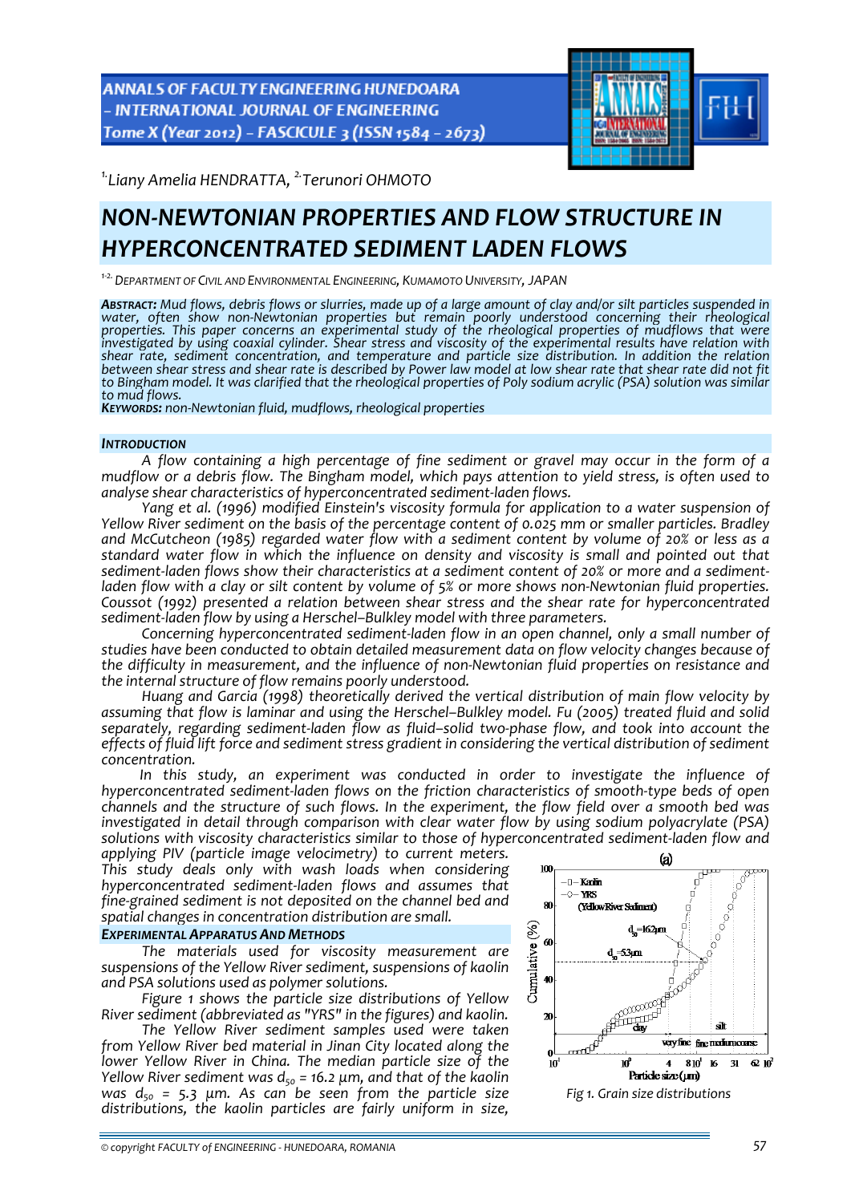[1.]Liany Amelia HENDRATTA, [2.]Terunori OHMOTO

# NON-NEWTONIAN PROPERTIES AND FLOW STRUCTURE IN HYPERCONCENTRATED SEDIMENT LADEN FLOWS

[1-2.] DEPARTMENT OF CIVIL AND ENVIRONMENTAL ENGINEERING, KUMAMOTO UNIVERSITY, JAPAN

***ABSTRACT:*** *Mud flows, debris flows or slurries, made up of a large amount of clay and/or silt particles suspended in water, often show non-Newtonian properties but remain poorly understood concerning their rheological properties. This paper concerns an experimental study of the rheological properties of mudflows that were investigated by using coaxial cylinder. Shear stress and viscosity of the experimental results have relation with shear rate, sediment concentration, and temperature and particle size distribution. In addition the relation between shear stress and shear rate is described by Power law model at low shear rate that shear rate did not fit to Bingham model. It was clarified that the rheological properties of Poly sodium acrylic (PSA) solution was similar to mud flows.*

***KEYWORDS:*** *non-Newtonian fluid, mudflows, rheological properties*

## INTRODUCTION

A flow containing a high percentage of fine sediment or gravel may occur in the form of a mudflow or a debris flow. The Bingham model, which pays attention to yield stress, is often used to analyse shear characteristics of hyperconcentrated sediment-laden flows.

Yang et al. (1996) modified Einstein's viscosity formula for application to a water suspension of Yellow River sediment on the basis of the percentage content of 0.025 mm or smaller particles. Bradley and McCutcheon (1985) regarded water flow with a sediment content by volume of 20% or less as a standard water flow in which the influence on density and viscosity is small and pointed out that sediment-laden flows show their characteristics at a sediment content of 20% or more and a sediment-laden flow with a clay or silt content by volume of 5% or more shows non-Newtonian fluid properties. Coussot (1992) presented a relation between shear stress and the shear rate for hyperconcentrated sediment-laden flow by using a Herschel–Bulkley model with three parameters.

Concerning hyperconcentrated sediment-laden flow in an open channel, only a small number of studies have been conducted to obtain detailed measurement data on flow velocity changes because of the difficulty in measurement, and the influence of non-Newtonian fluid properties on resistance and the internal structure of flow remains poorly understood.

Huang and Garcia (1998) theoretically derived the vertical distribution of main flow velocity by assuming that flow is laminar and using the Herschel–Bulkley model. Fu (2005) treated fluid and solid separately, regarding sediment-laden flow as fluid–solid two-phase flow, and took into account the effects of fluid lift force and sediment stress gradient in considering the vertical distribution of sediment concentration.

In this study, an experiment was conducted in order to investigate the influence of hyperconcentrated sediment-laden flows on the friction characteristics of smooth-type beds of open channels and the structure of such flows. In the experiment, the flow field over a smooth bed was investigated in detail through comparison with clear water flow by using sodium polyacrylate (PSA) solutions with viscosity characteristics similar to those of hyperconcentrated sediment-laden flow and applying PIV (particle image velocimetry) to current meters.

This study deals only with wash loads when considering hyperconcentrated sediment-laden flows and assumes that fine-grained sediment is not deposited on the channel bed and spatial changes in concentration distribution are small.

## EXPERIMENTAL APPARATUS AND METHODS

The materials used for viscosity measurement are suspensions of the Yellow River sediment, suspensions of kaolin and PSA solutions used as polymer solutions.

Figure 1 shows the particle size distributions of Yellow River sediment (abbreviated as "YRS" in the figures) and kaolin.

The Yellow River sediment samples used were taken from Yellow River bed material in Jinan City located along the lower Yellow River in China. The median particle size of the Yellow River sediment was $d_{50}$ = 16.2 μm, and that of the kaolin was $d_{50}$ = 5.3 μm. As can be seen from the particle size distributions, the kaolin particles are fairly uniform in size,

*Fig 1. Grain size distributions*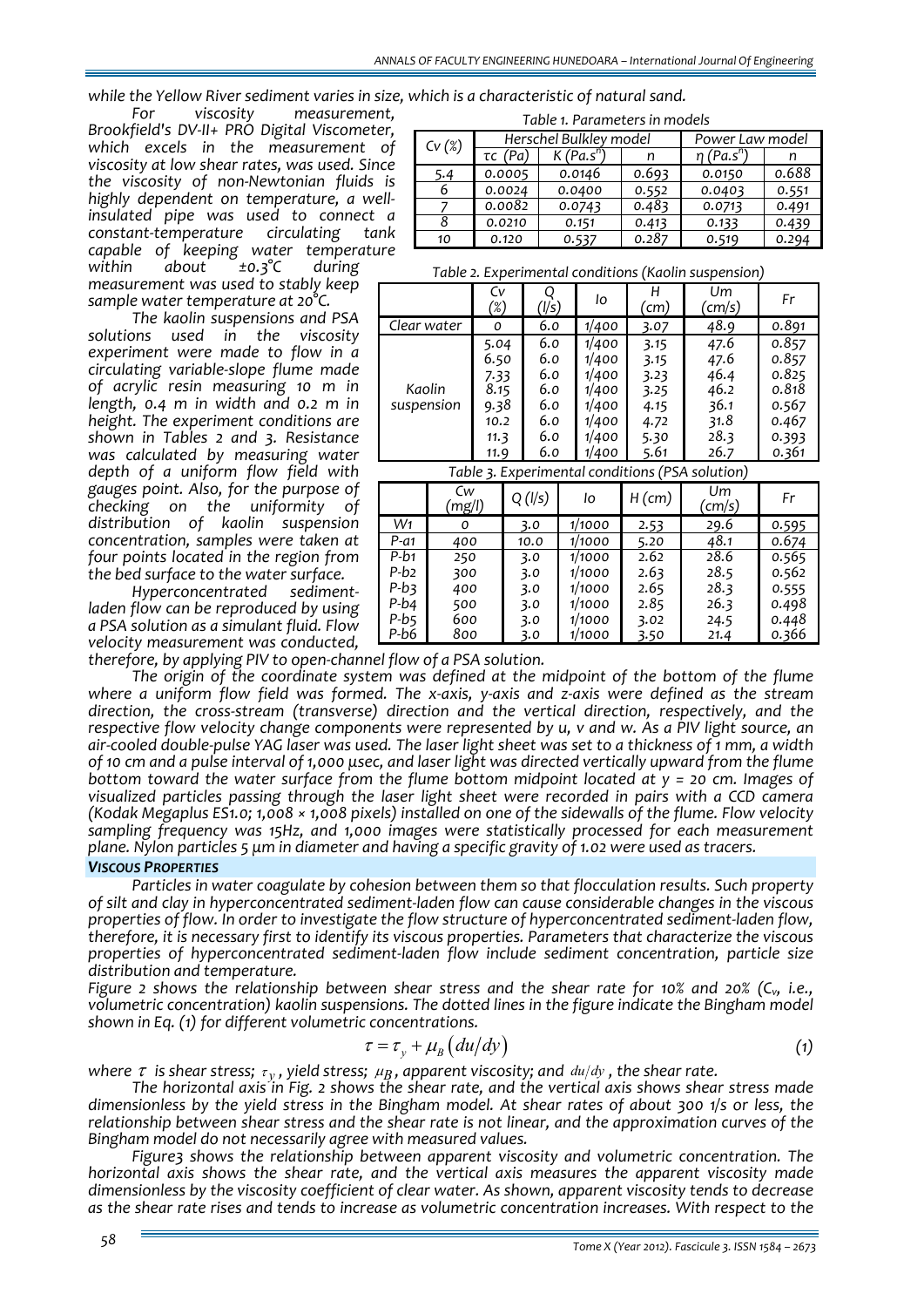while the Yellow River sediment varies in size, which is a characteristic of natural sand.

*For viscosity measurement, Brookfield's DV-II+ PRO Digital Viscometer, which excels in the measurement of viscosity at low shear rates, was used. Since the viscosity of non-Newtonian fluids is highly dependent on temperature, a well-insulated pipe was used to connect a constant-temperature circulating tank capable of keeping water temperature within about ±0.3°C during measurement was used to stably keep sample water temperature at 20°C.*

*The kaolin suspensions and PSA solutions used in the viscosity experiment were made to flow in a circulating variable-slope flume made of acrylic resin measuring 10 m in length, 0.4 m in width and 0.2 m in height. The experiment conditions are shown in Tables 2 and 3. Resistance was calculated by measuring water depth of a uniform flow field with gauges point. Also, for the purpose of checking on the uniformity of distribution of kaolin suspension concentration, samples were taken at four points located in the region from the bed surface to the water surface.*

*Hyperconcentrated sediment-laden flow can be reproduced by using a PSA solution as a simulant fluid. Flow velocity measurement was conducted, therefore, by applying PIV to open-channel flow of a PSA solution.*

Table 1. Parameters in models

| Cv (%) | Herschel Bulkley model | | | Power Law model | |
|---|---|---|---|---|---|
| | τc (Pa) | K (Pa.s^n) | n | η (Pa.s^n) | n |
| 5.4 | 0.0005 | 0.0146 | 0.693 | 0.0150 | 0.688 |
| 6 | 0.0024 | 0.0400 | 0.552 | 0.0403 | 0.551 |
| 7 | 0.0082 | 0.0743 | 0.483 | 0.0713 | 0.491 |
| 8 | 0.0210 | 0.151 | 0.413 | 0.133 | 0.439 |
| 10 | 0.120 | 0.537 | 0.287 | 0.519 | 0.294 |

Table 2. Experimental conditions (Kaolin suspension)

| | Cv (%) | Q (l/s) | Io | H (cm) | Um (cm/s) | Fr |
|---|---|---|---|---|---|---|
| Clear water | 0 | 6.0 | 1/400 | 3.07 | 48.9 | 0.891 |
| Kaolin suspension | 5.04 | 6.0 | 1/400 | 3.15 | 47.6 | 0.857 |
| | 6.50 | 6.0 | 1/400 | 3.15 | 47.6 | 0.857 |
| | 7.33 | 6.0 | 1/400 | 3.23 | 46.4 | 0.825 |
| | 8.15 | 6.0 | 1/400 | 3.25 | 46.2 | 0.818 |
| | 9.38 | 6.0 | 1/400 | 4.15 | 36.1 | 0.567 |
| | 10.2 | 6.0 | 1/400 | 4.72 | 31.8 | 0.467 |
| | 11.3 | 6.0 | 1/400 | 5.30 | 28.3 | 0.393 |
| | 11.9 | 6.0 | 1/400 | 5.61 | 26.7 | 0.361 |

Table 3. Experimental conditions (PSA solution)

| | Cw (mg/l) | Q (l/s) | Io | H (cm) | Um (cm/s) | Fr |
|---|---|---|---|---|---|---|
| W1 | 0 | 3.0 | 1/1000 | 2.53 | 29.6 | 0.595 |
| P-a1 | 400 | 10.0 | 1/1000 | 5.20 | 48.1 | 0.674 |
| P-b1 | 250 | 3.0 | 1/1000 | 2.62 | 28.6 | 0.565 |
| P-b2 | 300 | 3.0 | 1/1000 | 2.63 | 28.5 | 0.562 |
| P-b3 | 400 | 3.0 | 1/1000 | 2.65 | 28.3 | 0.555 |
| P-b4 | 500 | 3.0 | 1/1000 | 2.85 | 26.3 | 0.498 |
| P-b5 | 600 | 3.0 | 1/1000 | 3.02 | 24.5 | 0.448 |
| P-b6 | 800 | 3.0 | 1/1000 | 3.50 | 21.4 | 0.366 |

*The origin of the coordinate system was defined at the midpoint of the bottom of the flume where a uniform flow field was formed. The x-axis, y-axis and z-axis were defined as the stream direction, the cross-stream (transverse) direction and the vertical direction, respectively, and the respective flow velocity change components were represented by u, v and w. As a PIV light source, an air-cooled double-pulse YAG laser was used. The laser light sheet was set to a thickness of 1 mm, a width of 10 cm and a pulse interval of 1,000 μsec, and laser light was directed vertically upward from the flume bottom toward the water surface from the flume bottom midpoint located at y = 20 cm. Images of visualized particles passing through the laser light sheet were recorded in pairs with a CCD camera (Kodak Megaplus ES1.0; 1,008 × 1,008 pixels) installed on one of the sidewalls of the flume. Flow velocity sampling frequency was 15Hz, and 1,000 images were statistically processed for each measurement plane. Nylon particles 5 μm in diameter and having a specific gravity of 1.02 were used as tracers.*

### VISCOUS PROPERTIES

*Particles in water coagulate by cohesion between them so that flocculation results. Such property of silt and clay in hyperconcentrated sediment-laden flow can cause considerable changes in the viscous properties of flow. In order to investigate the flow structure of hyperconcentrated sediment-laden flow, therefore, it is necessary first to identify its viscous properties. Parameters that characterize the viscous properties of hyperconcentrated sediment-laden flow include sediment concentration, particle size distribution and temperature.*

*Figure 2 shows the relationship between shear stress and the shear rate for 10% and 20% ($C_v$, i.e., volumetric concentration) kaolin suspensions. The dotted lines in the figure indicate the Bingham model shown in Eq. (1) for different volumetric concentrations.*

$$\tau = \tau_y + \mu_B \left( du/dy \right) \tag{1}$$

*where $\tau$ is shear stress; $\tau_y$, yield stress; $\mu_B$, apparent viscosity; and $du/dy$, the shear rate.*

*The horizontal axis in Fig. 2 shows the shear rate, and the vertical axis shows shear stress made dimensionless by the yield stress in the Bingham model. At shear rates of about 300 1/s or less, the relationship between shear stress and the shear rate is not linear, and the approximation curves of the Bingham model do not necessarily agree with measured values.*

*Figure3 shows the relationship between apparent viscosity and volumetric concentration. The horizontal axis shows the shear rate, and the vertical axis measures the apparent viscosity made dimensionless by the viscosity coefficient of clear water. As shown, apparent viscosity tends to decrease as the shear rate rises and tends to increase as volumetric concentration increases. With respect to the*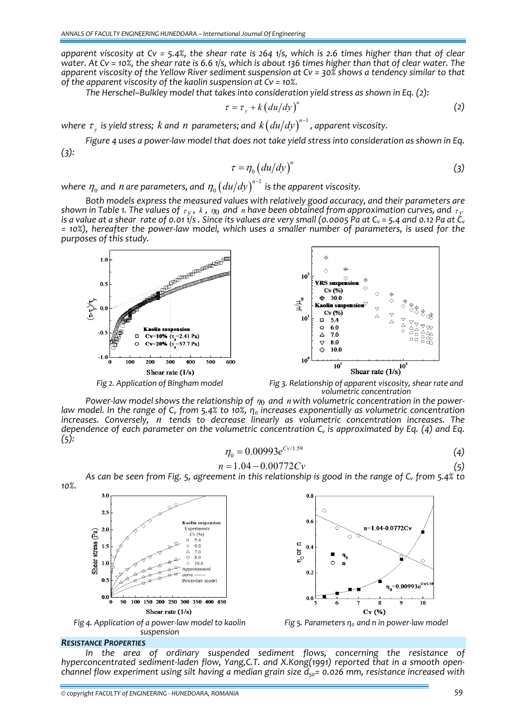*apparent viscosity at Cv = 5.4%, the shear rate is 264 1/s, which is 2.6 times higher than that of clear water. At Cv = 10%, the shear rate is 6.6 1/s, which is about 136 times higher than that of clear water. The apparent viscosity of the Yellow River sediment suspension at Cv = 30% shows a tendency similar to that of the apparent viscosity of the kaolin suspension at Cv = 10%.*

*The Herschel–Bulkley model that takes into consideration yield stress as shown in Eq. (2):*

$$\tau = \tau_y + k\left(du/dy\right)^n \tag{2}$$

*where $\tau_y$ is yield stress; $k$ and $n$ parameters; and $k\left(du/dy\right)^{n-1}$, apparent viscosity.*

*Figure 4 uses a power-law model that does not take yield stress into consideration as shown in Eq. (3):*

$$\tau = \eta_0\left(du/dy\right)^n \tag{3}$$

*where $\eta_0$ and $n$ are parameters, and $\eta_0\left(du/dy\right)^{n-1}$ is the apparent viscosity.*

*Both models express the measured values with relatively good accuracy, and their parameters are shown in Table 1. The values of $\tau_y$, $k$, $\eta_0$ and $n$ have been obtained from approximation curves, and $\tau_y$ is a value at a shear rate of 0.01 1/s. Since its values are very small (0.0005 Pa at $C_v$ = 5.4 and 0.12 Pa at $C_v$ = 10%), hereafter the power-law model, which uses a smaller number of parameters, is used for the purposes of this study.*

*Fig 2. Application of Bingham model*

*Fig 3. Relationship of apparent viscosity, shear rate and volumetric concentration*

*Power-law model shows the relationship of $\eta_0$ and $n$ with volumetric concentration in the power-law model. In the range of $C_v$ from 5.4% to 10%, $\eta_0$ increases exponentially as volumetric concentration increases. Conversely, $n$ tends to decrease linearly as volumetric concentration increases. The dependence of each parameter on the volumetric concentration $C_v$ is approximated by Eq. (4) and Eq. (5):*

$$\eta_0 = 0.00993e^{Cv/1.59} \tag{4}$$

$$n = 1.04 - 0.00772Cv \tag{5}$$

*As can be seen from Fig. 5, agreement in this relationship is good in the range of $C_v$ from 5.4% to 10%.*

*Fig 4. Application of a power-law model to kaolin suspension*

*Fig 5. Parameters $\eta_0$ and n in power-law model*

## *RESISTANCE PROPERTIES*

*In the area of ordinary suspended sediment flows, concerning the resistance of hyperconcentrated sediment-laden flow, Yang,C.T. and X.Kong(1991) reported that in a smooth open-channel flow experiment using silt having a median grain size $d_{50}$= 0.026 mm, resistance increased with*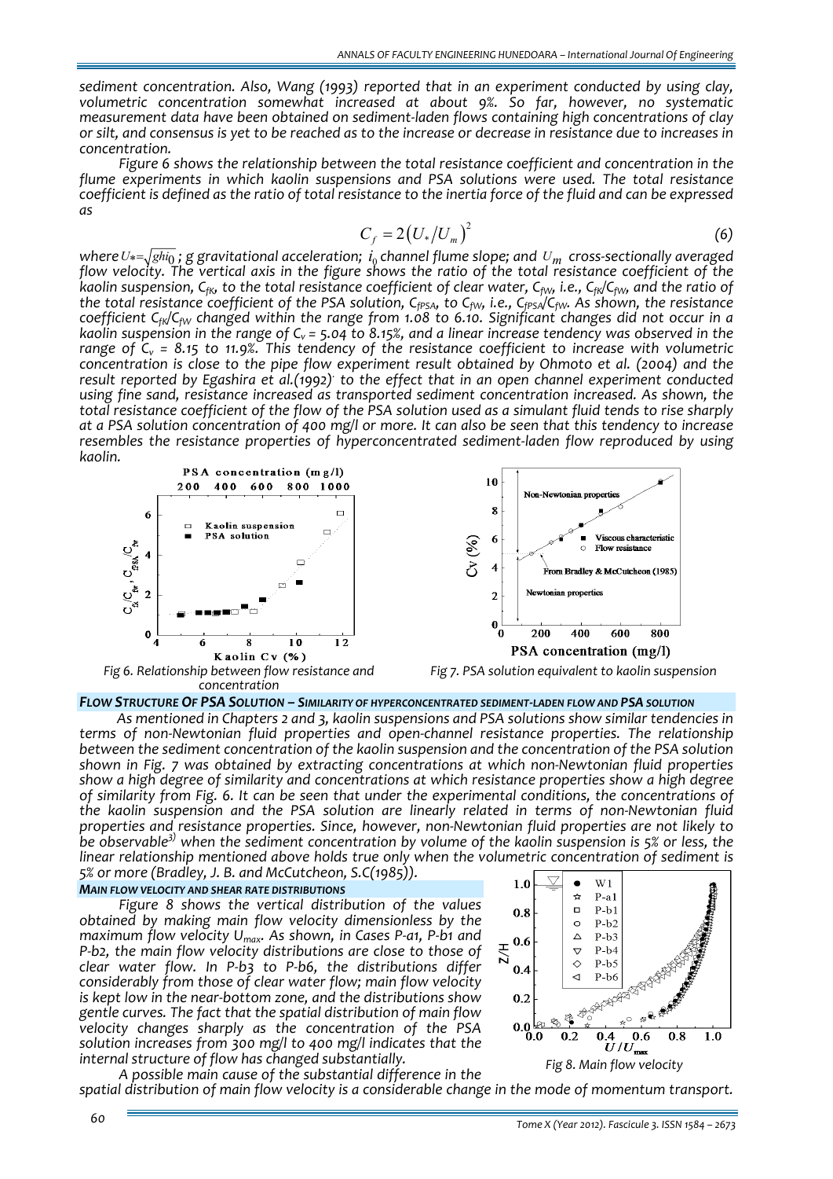*sediment concentration. Also, Wang (1993) reported that in an experiment conducted by using clay, volumetric concentration somewhat increased at about 9%. So far, however, no systematic measurement data have been obtained on sediment-laden flows containing high concentrations of clay or silt, and consensus is yet to be reached as to the increase or decrease in resistance due to increases in concentration.*

*Figure 6 shows the relationship between the total resistance coefficient and concentration in the flume experiments in which kaolin suspensions and PSA solutions were used. The total resistance coefficient is defined as the ratio of total resistance to the inertia force of the fluid and can be expressed as*

$$C_f = 2\left(U_*/U_m\right)^2 \tag{6}$$

*where* $U_* = \sqrt{ghi_0}$ *; g gravitational acceleration;* $i_0$ *channel flume slope; and* $U_m$ *cross-sectionally averaged flow velocity. The vertical axis in the figure shows the ratio of the total resistance coefficient of the kaolin suspension,* $C_{fK}$*, to the total resistance coefficient of clear water,* $C_{fW}$*, i.e.,* $C_{fK}/C_{fW}$*, and the ratio of the total resistance coefficient of the PSA solution,* $C_{fPSA}$*, to* $C_{fW}$*, i.e.,* $C_{fPSA}/C_{fW}$*. As shown, the resistance coefficient* $C_{fK}/C_{fW}$ *changed within the range from 1.08 to 6.10. Significant changes did not occur in a kaolin suspension in the range of* $C_v$ *= 5.04 to 8.15%, and a linear increase tendency was observed in the range of* $C_v$ *= 8.15 to 11.9%. This tendency of the resistance coefficient to increase with volumetric concentration is close to the pipe flow experiment result obtained by Ohmoto et al. (2004) and the result reported by Egashira et al.(1992) to the effect that in an open channel experiment conducted using fine sand, resistance increased as transported sediment concentration increased. As shown, the total resistance coefficient of the flow of the PSA solution used as a simulant fluid tends to rise sharply at a PSA solution concentration of 400 mg/l or more. It can also be seen that this tendency to increase resembles the resistance properties of hyperconcentrated sediment-laden flow reproduced by using kaolin.*

*Fig 6. Relationship between flow resistance and concentration*

*Fig 7. PSA solution equivalent to kaolin suspension*

## FLOW STRUCTURE OF PSA SOLUTION – SIMILARITY OF HYPERCONCENTRATED SEDIMENT-LADEN FLOW AND PSA SOLUTION

*As mentioned in Chapters 2 and 3, kaolin suspensions and PSA solutions show similar tendencies in terms of non-Newtonian fluid properties and open-channel resistance properties. The relationship between the sediment concentration of the kaolin suspension and the concentration of the PSA solution shown in Fig. 7 was obtained by extracting concentrations at which non-Newtonian fluid properties show a high degree of similarity and concentrations at which resistance properties show a high degree of similarity from Fig. 6. It can be seen that under the experimental conditions, the concentrations of the kaolin suspension and the PSA solution are linearly related in terms of non-Newtonian fluid properties and resistance properties. Since, however, non-Newtonian fluid properties are not likely to be observable[3] when the sediment concentration by volume of the kaolin suspension is 5% or less, the linear relationship mentioned above holds true only when the volumetric concentration of sediment is 5% or more (Bradley, J. B. and McCutcheon, S.C(1985)).*

### MAIN FLOW VELOCITY AND SHEAR RATE DISTRIBUTIONS

*Figure 8 shows the vertical distribution of the values obtained by making main flow velocity dimensionless by the maximum flow velocity* $U_{max}$*. As shown, in Cases P-a1, P-b1 and P-b2, the main flow velocity distributions are close to those of clear water flow. In P-b3 to P-b6, the distributions differ considerably from those of clear water flow; main flow velocity is kept low in the near-bottom zone, and the distributions show gentle curves. The fact that the spatial distribution of main flow velocity changes sharply as the concentration of the PSA solution increases from 300 mg/l to 400 mg/l indicates that the internal structure of flow has changed substantially.*

*Fig 8. Main flow velocity*

*A possible main cause of the substantial difference in the spatial distribution of main flow velocity is a considerable change in the mode of momentum transport.*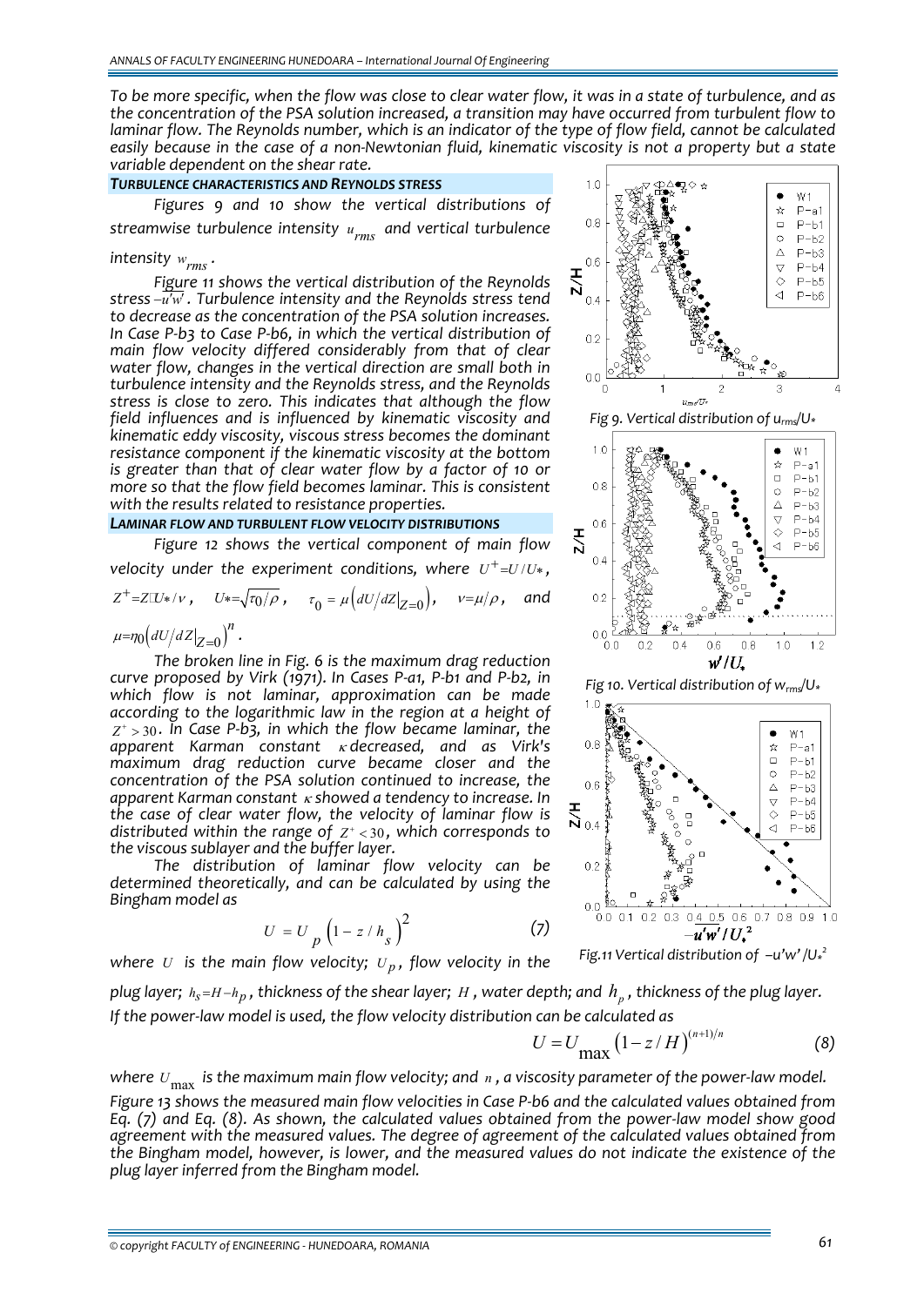To be more specific, when the flow was close to clear water flow, it was in a state of turbulence, and as the concentration of the PSA solution increased, a transition may have occurred from turbulent flow to laminar flow. The Reynolds number, which is an indicator of the type of flow field, cannot be calculated easily because in the case of a non-Newtonian fluid, kinematic viscosity is not a property but a state variable dependent on the shear rate.

### TURBULENCE CHARACTERISTICS AND REYNOLDS STRESS

Figures 9 and 10 show the vertical distributions of streamwise turbulence intensity $u_{rms}$ and vertical turbulence intensity $w_{rms}$.

Figure 11 shows the vertical distribution of the Reynolds stress $-\overline{u'w'}$. Turbulence intensity and the Reynolds stress tend to decrease as the concentration of the PSA solution increases. In Case P-b3 to Case P-b6, in which the vertical distribution of main flow velocity differed considerably from that of clear water flow, changes in the vertical direction are small both in turbulence intensity and the Reynolds stress, and the Reynolds stress is close to zero. This indicates that although the flow field influences and is influenced by kinematic viscosity and kinematic eddy viscosity, viscous stress becomes the dominant resistance component if the kinematic viscosity at the bottom is greater than that of clear water flow by a factor of 10 or more so that the flow field becomes laminar. This is consistent with the results related to resistance properties.

Fig 9. Vertical distribution of $u_{rms}/U_*$

Fig 10. Vertical distribution of $w_{rms}/U_*$

Fig.11 Vertical distribution of $-u'w'/U_*^2$

### LAMINAR FLOW AND TURBULENT FLOW VELOCITY DISTRIBUTIONS

Figure 12 shows the vertical component of main flow velocity under the experiment conditions, where $U^+=U/U_*$, $Z^+=Z U_*/\nu$, $U_*=\sqrt{\tau_0/\rho}$, $\tau_0=\mu\left(dU/dZ|_{Z=0}\right)$, $\nu=\mu/\rho$, and $\mu=\eta_0\left(dU/dZ|_{Z=0}\right)^n$.

The broken line in Fig. 6 is the maximum drag reduction curve proposed by Virk (1971). In Cases P-a1, P-b1 and P-b2, in which flow is not laminar, approximation can be made according to the logarithmic law in the region at a height of $Z^+>30$. In Case P-b3, in which the flow became laminar, the apparent Karman constant $\kappa$ decreased, and as Virk's maximum drag reduction curve became closer and the concentration of the PSA solution continued to increase, the apparent Karman constant $\kappa$ showed a tendency to increase. In the case of clear water flow, the velocity of laminar flow is distributed within the range of $Z^+<30$, which corresponds to the viscous sublayer and the buffer layer.

The distribution of laminar flow velocity can be determined theoretically, and can be calculated by using the Bingham model as

$$U=U_p\left(1-z/h_s\right)^2 \tag{7}$$

where $U$ is the main flow velocity; $U_p$, flow velocity in the plug layer; $h_s=H-h_p$, thickness of the shear layer; $H$, water depth; and $h_p$, thickness of the plug layer. If the power-law model is used, the flow velocity distribution can be calculated as

$$U=U_{\max}\left(1-z/H\right)^{(n+1)/n} \tag{8}$$

where $U_{\max}$ is the maximum main flow velocity; and $n$, a viscosity parameter of the power-law model.

Figure 13 shows the measured main flow velocities in Case P-b6 and the calculated values obtained from Eq. (7) and Eq. (8). As shown, the calculated values obtained from the power-law model show good agreement with the measured values. The degree of agreement of the calculated values obtained from the Bingham model, however, is lower, and the measured values do not indicate the existence of the plug layer inferred from the Bingham model.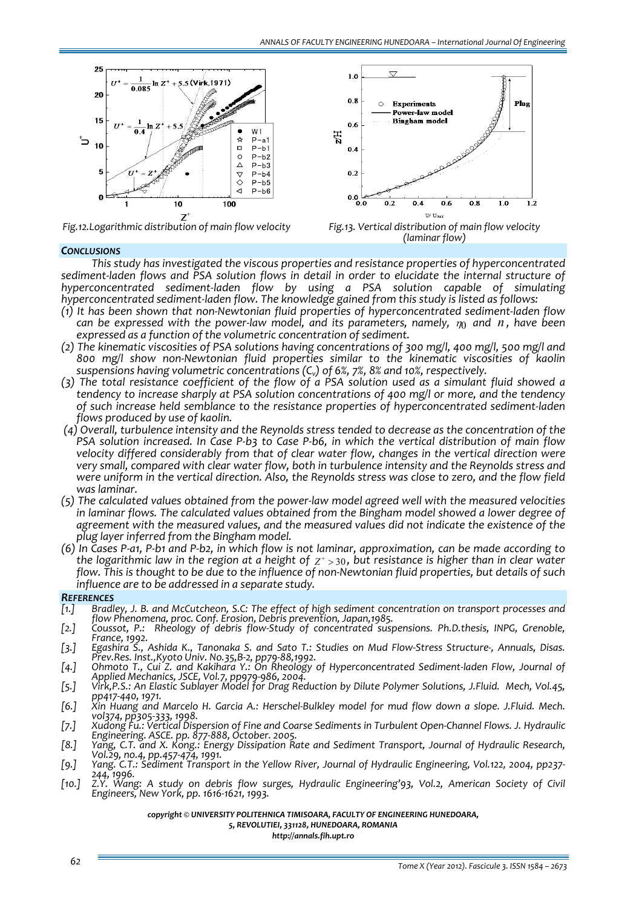$U^+ = \frac{1}{0.085}\ln Z^+ + 5.5$ (Virk,1971)

$U^+ = \frac{1}{0.4}\ln Z^+ + 5.5$

$U^+ = Z^+$

● W1
☆ P-a1
□ P-b1
○ P-b2
△ P-b3
▽ P-b4
◇ P-b5
◁ P-b6

$U^+$

$Z^+$

0
5
10
15
20
25

1
10
100

*Fig.12.Logarithmic distribution of main flow velocity*

○ Experiments
Power-law model
Bingham model

Plug

z/H

U/ Umax

0.0
0.2
0.4
0.6
0.8
1.0

0.0
0.2
0.4
0.6
0.8
1.0
1.2

*Fig.13. Vertical distribution of main flow velocity (laminar flow)*

## *CONCLUSIONS*

*This study has investigated the viscous properties and resistance properties of hyperconcentrated sediment-laden flows and PSA solution flows in detail in order to elucidate the internal structure of hyperconcentrated sediment-laden flow by using a PSA solution capable of simulating hyperconcentrated sediment-laden flow. The knowledge gained from this study is listed as follows:*

*(1) It has been shown that non-Newtonian fluid properties of hyperconcentrated sediment-laden flow can be expressed with the power-law model, and its parameters, namely, $\eta_0$ and $n$, have been expressed as a function of the volumetric concentration of sediment.*

*(2) The kinematic viscosities of PSA solutions having concentrations of 300 mg/l, 400 mg/l, 500 mg/l and 800 mg/l show non-Newtonian fluid properties similar to the kinematic viscosities of kaolin suspensions having volumetric concentrations ($C_v$) of 6%, 7%, 8% and 10%, respectively.*

*(3) The total resistance coefficient of the flow of a PSA solution used as a simulant fluid showed a tendency to increase sharply at PSA solution concentrations of 400 mg/l or more, and the tendency of such increase held semblance to the resistance properties of hyperconcentrated sediment-laden flows produced by use of kaolin.*

*(4) Overall, turbulence intensity and the Reynolds stress tended to decrease as the concentration of the PSA solution increased. In Case P-b3 to Case P-b6, in which the vertical distribution of main flow velocity differed considerably from that of clear water flow, changes in the vertical direction were very small, compared with clear water flow, both in turbulence intensity and the Reynolds stress and were uniform in the vertical direction. Also, the Reynolds stress was close to zero, and the flow field was laminar.*

*(5) The calculated values obtained from the power-law model agreed well with the measured velocities in laminar flows. The calculated values obtained from the Bingham model showed a lower degree of agreement with the measured values, and the measured values did not indicate the existence of the plug layer inferred from the Bingham model.*

*(6) In Cases P-a1, P-b1 and P-b2, in which flow is not laminar, approximation, can be made according to the logarithmic law in the region at a height of $Z^+ > 30$, but resistance is higher than in clear water flow. This is thought to be due to the influence of non-Newtonian fluid properties, but details of such influence are to be addressed in a separate study.*

## *REFERENCES*

[1.] *Bradley, J. B. and McCutcheon, S.C: The effect of high sediment concentration on transport processes and flow Phenomena, proc. Conf. Erosion, Debris prevention, Japan,1985.*

[2.] *Coussot, P.: Rheology of debris flow-Study of concentrated suspensions. Ph.D.thesis, INPG, Grenoble, France, 1992.*

[3.] *Egashira S., Ashida K., Tanonaka S. and Sato T.: Studies on Mud Flow-Stress Structure-, Annuals, Disas. Prev.Res. Inst.,Kyoto Univ. No.35,B-2, pp79-88,1992.*

[4.] *Ohmoto T., Cui Z. and Kakihara Y.: On Rheology of Hyperconcentrated Sediment-laden Flow, Journal of Applied Mechanics, JSCE, Vol.7, pp979-986, 2004.*

[5.] *Virk,P.S.: An Elastic Sublayer Model for Drag Reduction by Dilute Polymer Solutions, J.Fluid. Mech, Vol.45, pp417-440, 1971.*

[6.] *Xin Huang and Marcelo H. Garcia A.: Herschel-Bulkley model for mud flow down a slope. J.Fluid. Mech. vol374, pp305-333, 1998.*

[7.] *Xudong Fu.: Vertical Dispersion of Fine and Coarse Sediments in Turbulent Open-Channel Flows. J. Hydraulic Engineering. ASCE. pp. 877-888, October. 2005.*

[8.] *Yang, C.T. and X. Kong.: Energy Dissipation Rate and Sediment Transport, Journal of Hydraulic Research, Vol.29, no.4, pp.457-474, 1991.*

[9.] *Yang. C.T.: Sediment Transport in the Yellow River, Journal of Hydraulic Engineering, Vol.122, 2004, pp237-244, 1996.*

[10.] *Z.Y. Wang: A study on debris flow surges, Hydraulic Engineering'93, Vol.2, American Society of Civil Engineers, New York, pp. 1616-1621, 1993.*

***copyright © UNIVERSITY POLITEHNICA TIMISOARA, FACULTY OF ENGINEERING HUNEDOARA, 5, REVOLUTIEI, 331128, HUNEDOARA, ROMANIA***
***http://annals.fih.upt.ro***